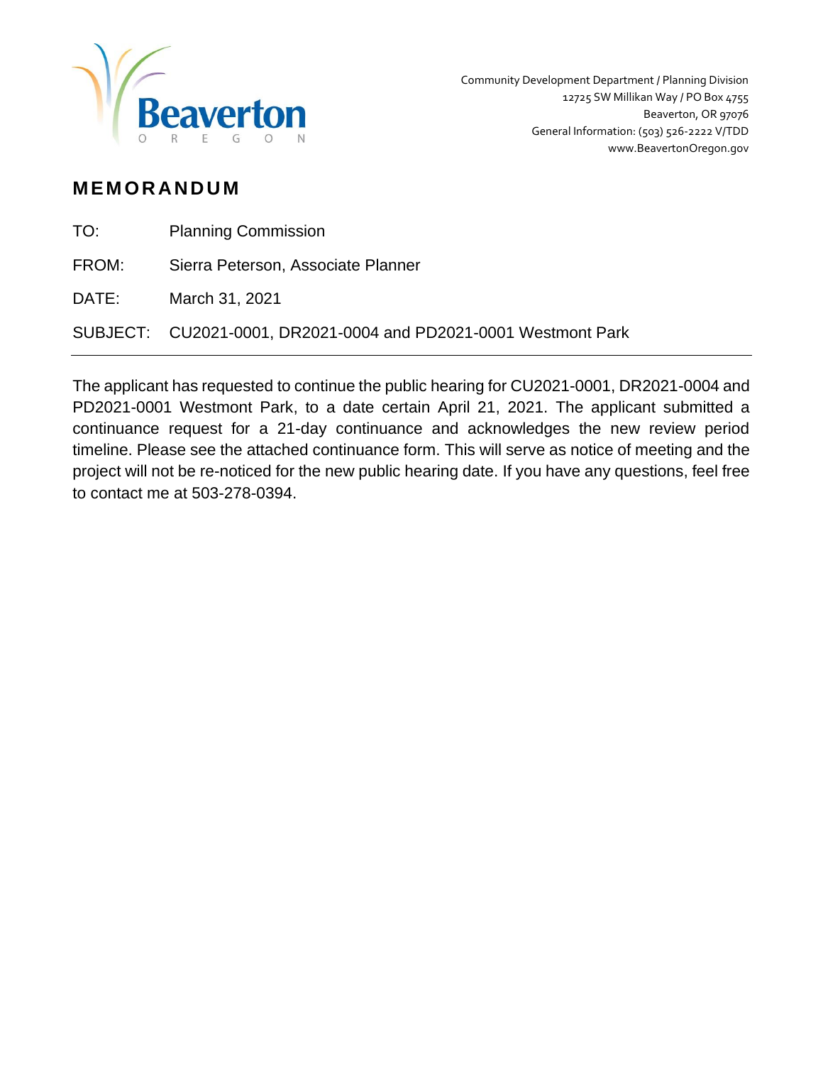Community Development Department / Planning Division
12725 SW Millikan Way / PO Box 4755
Beaverton, OR 97076
General Information: (503) 526-2222 V/TDD
www.BeavertonOregon.gov

# MEMORANDUM

TO: Planning Commission

FROM: Sierra Peterson, Associate Planner

DATE: March 31, 2021

SUBJECT: CU2021-0001, DR2021-0004 and PD2021-0001 Westmont Park

---

The applicant has requested to continue the public hearing for CU2021-0001, DR2021-0004 and PD2021-0001 Westmont Park, to a date certain April 21, 2021. The applicant submitted a continuance request for a 21-day continuance and acknowledges the new review period timeline. Please see the attached continuance form. This will serve as notice of meeting and the project will not be re-noticed for the new public hearing date. If you have any questions, feel free to contact me at 503-278-0394.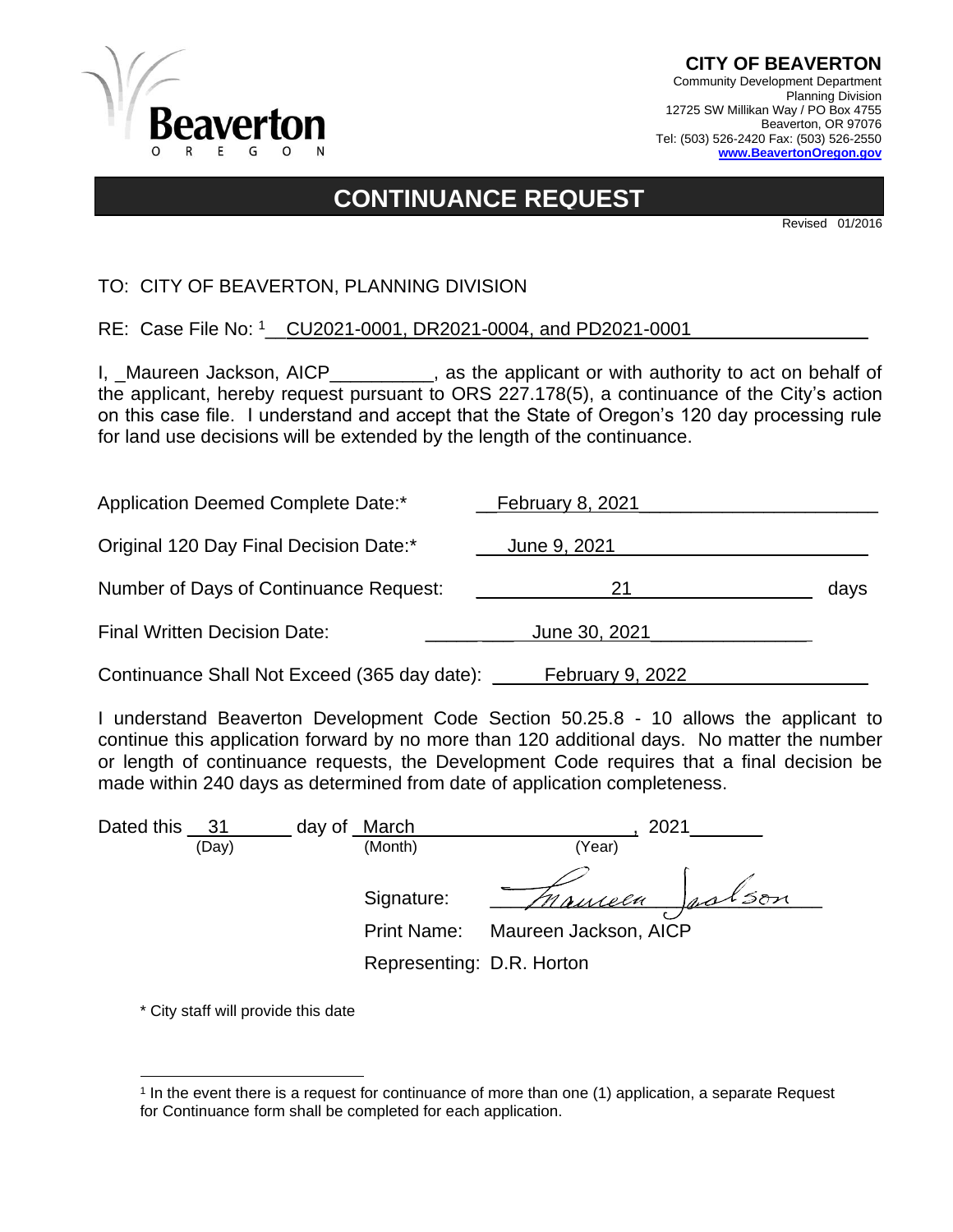**CITY OF BEAVERTON**
Community Development Department
Planning Division
12725 SW Millikan Way / PO Box 4755
Beaverton, OR 97076
Tel: (503) 526-2420 Fax: (503) 526-2550
www.BeavertonOregon.gov

# CONTINUANCE REQUEST

Revised 01/2016

TO: CITY OF BEAVERTON, PLANNING DIVISION

RE: Case File No: [1] CU2021-0001, DR2021-0004, and PD2021-0001

I, Maureen Jackson, AICP, as the applicant or with authority to act on behalf of the applicant, hereby request pursuant to ORS 227.178(5), a continuance of the City's action on this case file. I understand and accept that the State of Oregon's 120 day processing rule for land use decisions will be extended by the length of the continuance.

Application Deemed Complete Date:* February 8, 2021

Original 120 Day Final Decision Date:* June 9, 2021

Number of Days of Continuance Request: 21 days

Final Written Decision Date: June 30, 2021

Continuance Shall Not Exceed (365 day date): February 9, 2022

I understand Beaverton Development Code Section 50.25.8 - 10 allows the applicant to continue this application forward by no more than 120 additional days. No matter the number or length of continuance requests, the Development Code requires that a final decision be made within 240 days as determined from date of application completeness.

Dated this 31 (Day) day of March (Month), 2021 (Year)

Signature: Maureen Jackson

Print Name: Maureen Jackson, AICP

Representing: D.R. Horton

\* City staff will provide this date

[1] In the event there is a request for continuance of more than one (1) application, a separate Request for Continuance form shall be completed for each application.